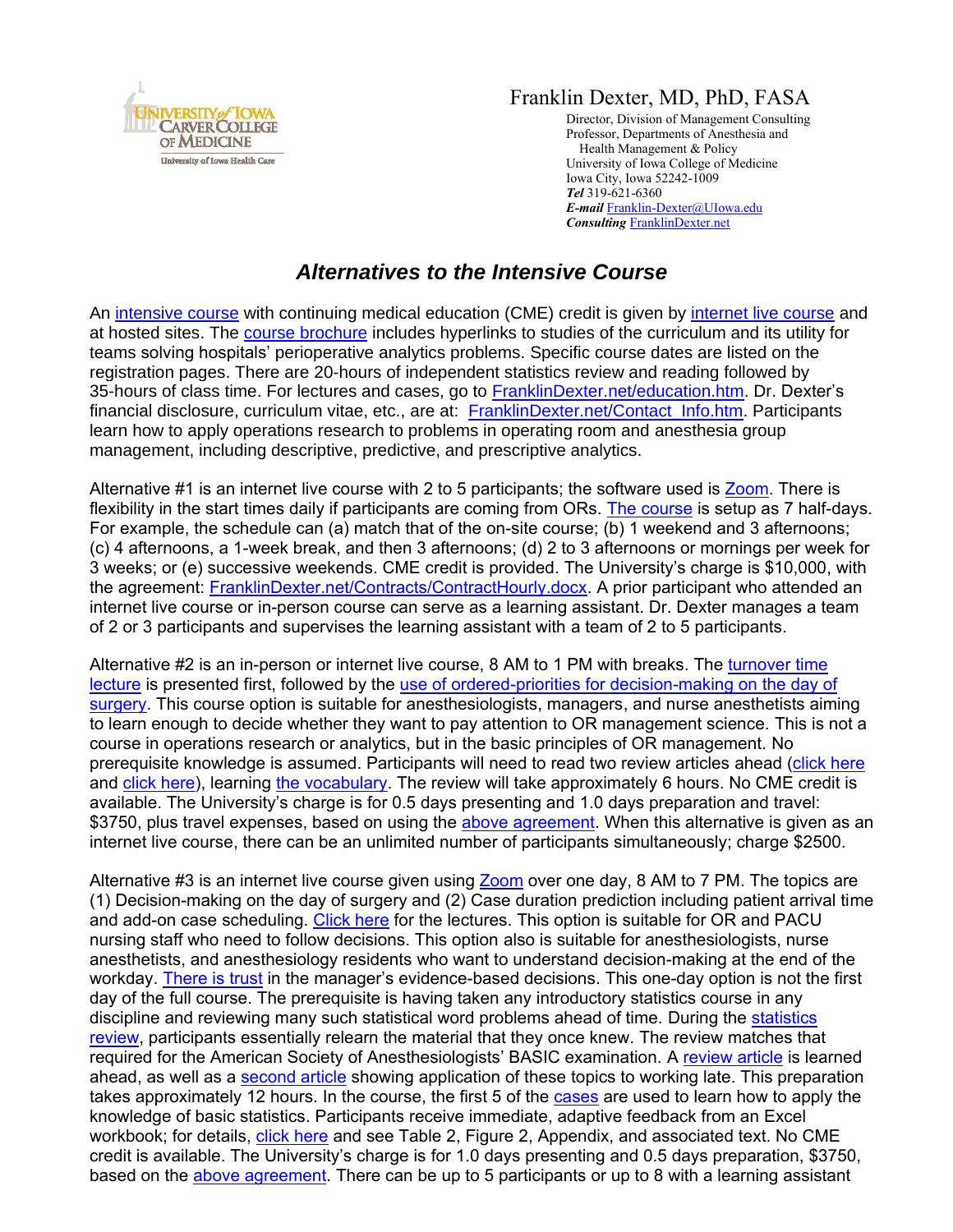Franklin Dexter, MD, PhD, FASA

Director, Division of Management Consulting
Professor, Departments of Anesthesia and
Health Management & Policy
University of Iowa College of Medicine
Iowa City, Iowa 52242-1009
***Tel*** 319-621-6360
***E-mail*** Franklin-Dexter@UIowa.edu
***Consulting*** FranklinDexter.net

# *Alternatives to the Intensive Course*

An intensive course with continuing medical education (CME) credit is given by internet live course and at hosted sites. The course brochure includes hyperlinks to studies of the curriculum and its utility for teams solving hospitals' perioperative analytics problems. Specific course dates are listed on the registration pages. There are 20-hours of independent statistics review and reading followed by 35-hours of class time. For lectures and cases, go to FranklinDexter.net/education.htm. Dr. Dexter's financial disclosure, curriculum vitae, etc., are at: FranklinDexter.net/Contact_Info.htm. Participants learn how to apply operations research to problems in operating room and anesthesia group management, including descriptive, predictive, and prescriptive analytics.

Alternative #1 is an internet live course with 2 to 5 participants; the software used is Zoom. There is flexibility in the start times daily if participants are coming from ORs. The course is setup as 7 half-days. For example, the schedule can (a) match that of the on-site course; (b) 1 weekend and 3 afternoons; (c) 4 afternoons, a 1-week break, and then 3 afternoons; (d) 2 to 3 afternoons or mornings per week for 3 weeks; or (e) successive weekends. CME credit is provided. The University's charge is $10,000, with the agreement: FranklinDexter.net/Contracts/ContractHourly.docx. A prior participant who attended an internet live course or in-person course can serve as a learning assistant. Dr. Dexter manages a team of 2 or 3 participants and supervises the learning assistant with a team of 2 to 5 participants.

Alternative #2 is an in-person or internet live course, 8 AM to 1 PM with breaks. The turnover time lecture is presented first, followed by the use of ordered-priorities for decision-making on the day of surgery. This course option is suitable for anesthesiologists, managers, and nurse anesthetists aiming to learn enough to decide whether they want to pay attention to OR management science. This is not a course in operations research or analytics, but in the basic principles of OR management. No prerequisite knowledge is assumed. Participants will need to read two review articles ahead (click here and click here), learning the vocabulary. The review will take approximately 6 hours. No CME credit is available. The University's charge is for 0.5 days presenting and 1.0 days preparation and travel: $3750, plus travel expenses, based on using the above agreement. When this alternative is given as an internet live course, there can be an unlimited number of participants simultaneously; charge $2500.

Alternative #3 is an internet live course given using Zoom over one day, 8 AM to 7 PM. The topics are (1) Decision-making on the day of surgery and (2) Case duration prediction including patient arrival time and add-on case scheduling. Click here for the lectures. This option is suitable for OR and PACU nursing staff who need to follow decisions. This option also is suitable for anesthesiologists, nurse anesthetists, and anesthesiology residents who want to understand decision-making at the end of the workday. There is trust in the manager's evidence-based decisions. This one-day option is not the first day of the full course. The prerequisite is having taken any introductory statistics course in any discipline and reviewing many such statistical word problems ahead of time. During the statistics review, participants essentially relearn the material that they once knew. The review matches that required for the American Society of Anesthesiologists' BASIC examination. A review article is learned ahead, as well as a second article showing application of these topics to working late. This preparation takes approximately 12 hours. In the course, the first 5 of the cases are used to learn how to apply the knowledge of basic statistics. Participants receive immediate, adaptive feedback from an Excel workbook; for details, click here and see Table 2, Figure 2, Appendix, and associated text. No CME credit is available. The University's charge is for 1.0 days presenting and 0.5 days preparation, $3750, based on the above agreement. There can be up to 5 participants or up to 8 with a learning assistant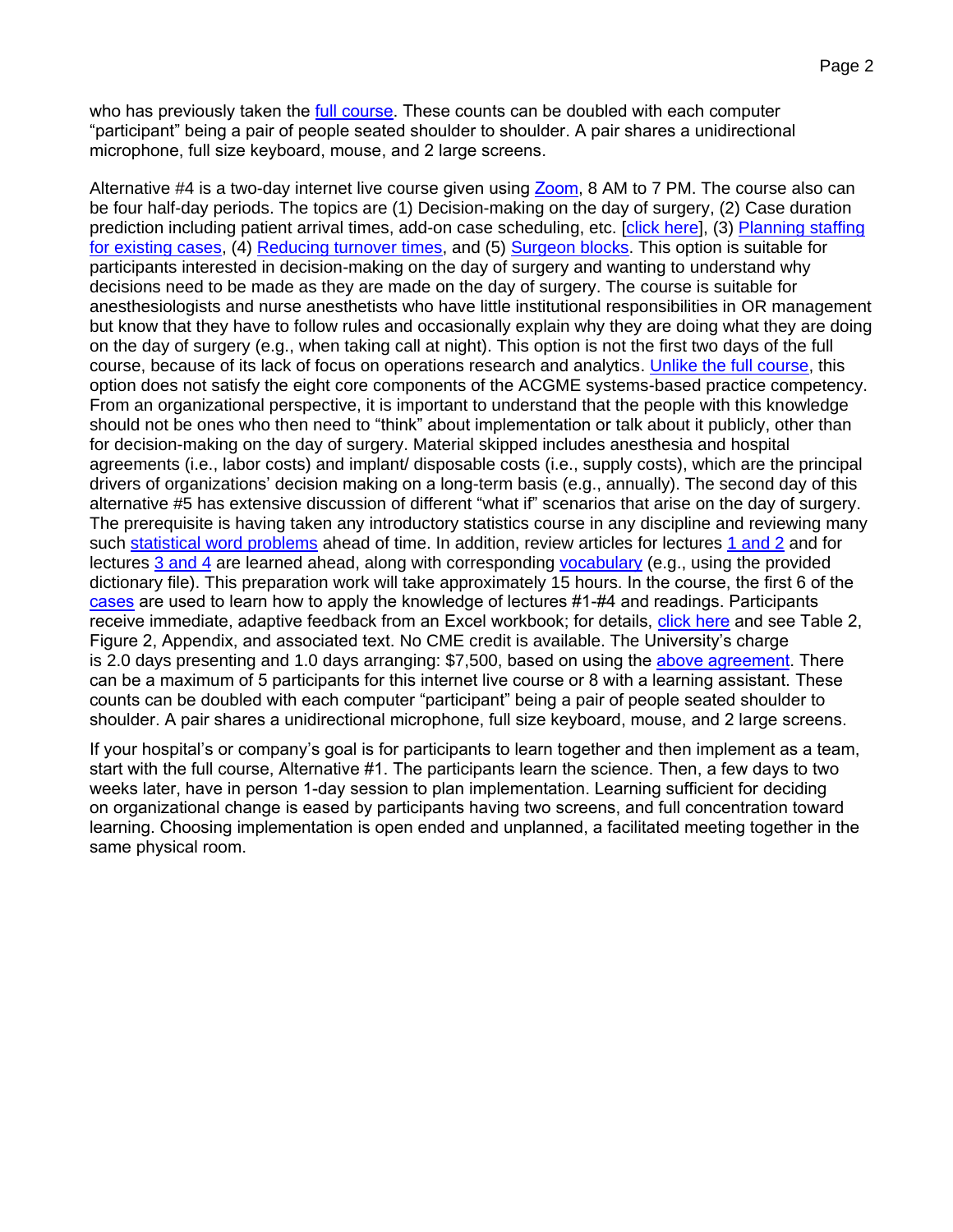who has previously taken the full course. These counts can be doubled with each computer "participant" being a pair of people seated shoulder to shoulder. A pair shares a unidirectional microphone, full size keyboard, mouse, and 2 large screens.

Alternative #4 is a two-day internet live course given using Zoom, 8 AM to 7 PM. The course also can be four half-day periods. The topics are (1) Decision-making on the day of surgery, (2) Case duration prediction including patient arrival times, add-on case scheduling, etc. [click here], (3) Planning staffing for existing cases, (4) Reducing turnover times, and (5) Surgeon blocks. This option is suitable for participants interested in decision-making on the day of surgery and wanting to understand why decisions need to be made as they are made on the day of surgery. The course is suitable for anesthesiologists and nurse anesthetists who have little institutional responsibilities in OR management but know that they have to follow rules and occasionally explain why they are doing what they are doing on the day of surgery (e.g., when taking call at night). This option is not the first two days of the full course, because of its lack of focus on operations research and analytics. Unlike the full course, this option does not satisfy the eight core components of the ACGME systems-based practice competency. From an organizational perspective, it is important to understand that the people with this knowledge should not be ones who then need to "think" about implementation or talk about it publicly, other than for decision-making on the day of surgery. Material skipped includes anesthesia and hospital agreements (i.e., labor costs) and implant/ disposable costs (i.e., supply costs), which are the principal drivers of organizations' decision making on a long-term basis (e.g., annually). The second day of this alternative #5 has extensive discussion of different "what if" scenarios that arise on the day of surgery. The prerequisite is having taken any introductory statistics course in any discipline and reviewing many such statistical word problems ahead of time. In addition, review articles for lectures 1 and 2 and for lectures 3 and 4 are learned ahead, along with corresponding vocabulary (e.g., using the provided dictionary file). This preparation work will take approximately 15 hours. In the course, the first 6 of the cases are used to learn how to apply the knowledge of lectures #1-#4 and readings. Participants receive immediate, adaptive feedback from an Excel workbook; for details, click here and see Table 2, Figure 2, Appendix, and associated text. No CME credit is available. The University's charge is 2.0 days presenting and 1.0 days arranging: $7,500, based on using the above agreement. There can be a maximum of 5 participants for this internet live course or 8 with a learning assistant. These counts can be doubled with each computer "participant" being a pair of people seated shoulder to shoulder. A pair shares a unidirectional microphone, full size keyboard, mouse, and 2 large screens.

If your hospital's or company's goal is for participants to learn together and then implement as a team, start with the full course, Alternative #1. The participants learn the science. Then, a few days to two weeks later, have in person 1-day session to plan implementation. Learning sufficient for deciding on organizational change is eased by participants having two screens, and full concentration toward learning. Choosing implementation is open ended and unplanned, a facilitated meeting together in the same physical room.